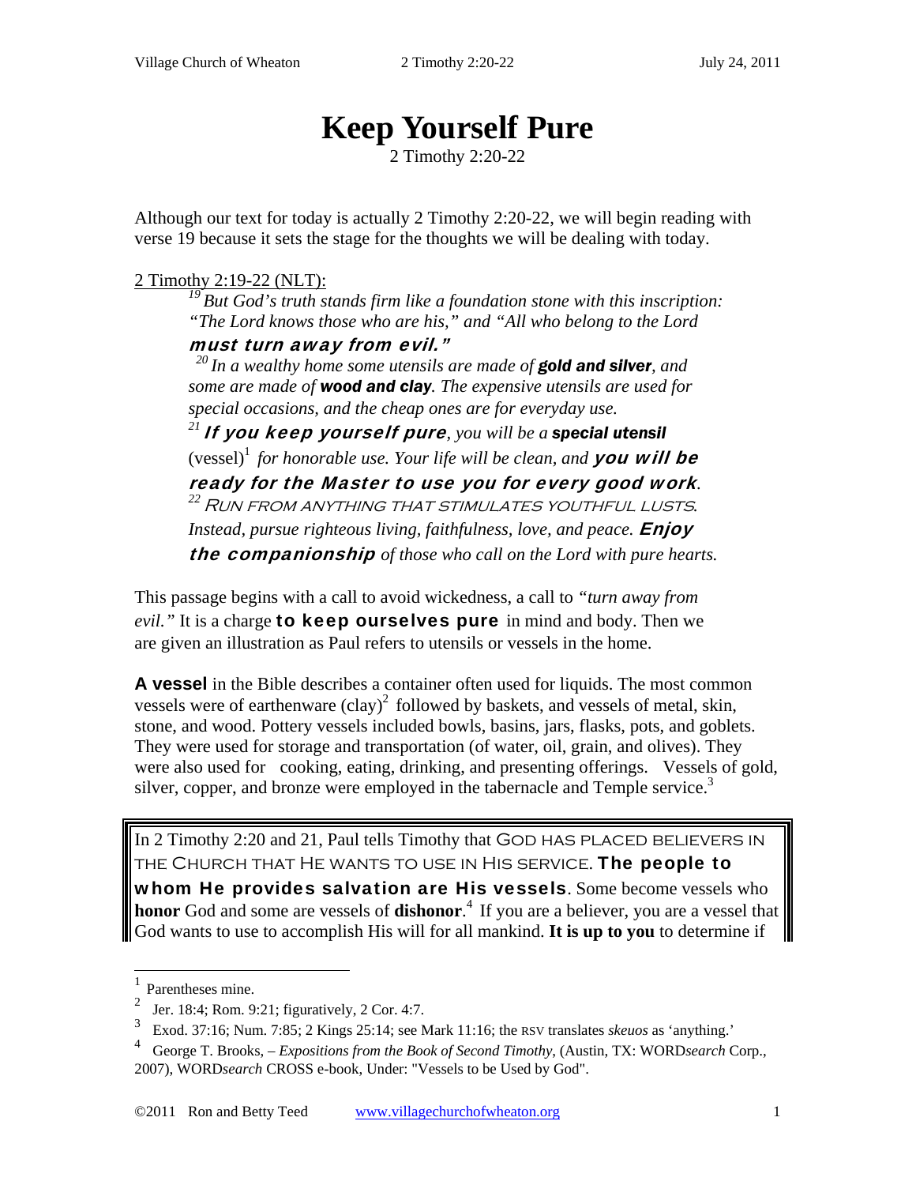# Keep Yourself Pure

2 Timothy 2:20-22

Although our text for today is actually 2 Timothy 2:20-22, we will begin reading with verse 19 because it sets the stage for the thoughts we will be dealing with today.

2 Timothy 2:19-22 (NLT):

> [19] *But God's truth stands firm like a foundation stone with this inscription: "The Lord knows those who are his," and "All who belong to the Lord* ***must turn away from evil."***
>
> [20] *In a wealthy home some utensils are made of* ***gold and silver****, and some are made of* ***wood and clay****. The expensive utensils are used for special occasions, and the cheap ones are for everyday use.*
>
> [21] ***If you keep yourself pure****, you will be a* **special utensil** (vessel)[1] *for honorable use. Your life will be clean, and* ***you will be ready for the Master to use you for every good work****.*
>
> [22] *RUN FROM ANYTHING THAT STIMULATES YOUTHFUL LUSTS. Instead, pursue righteous living, faithfulness, love, and peace.* ***Enjoy the companionship*** *of those who call on the Lord with pure hearts.*

This passage begins with a call to avoid wickedness, a call to *"turn away from evil."* It is a charge **to keep ourselves pure** in mind and body. Then we are given an illustration as Paul refers to utensils or vessels in the home.

**A vessel** in the Bible describes a container often used for liquids. The most common vessels were of earthenware (clay)[2] followed by baskets, and vessels of metal, skin, stone, and wood. Pottery vessels included bowls, basins, jars, flasks, pots, and goblets. They were used for storage and transportation (of water, oil, grain, and olives). They were also used for cooking, eating, drinking, and presenting offerings. Vessels of gold, silver, copper, and bronze were employed in the tabernacle and Temple service.[3]

In 2 Timothy 2:20 and 21, Paul tells Timothy that GOD HAS PLACED BELIEVERS IN THE CHURCH THAT HE WANTS TO USE IN HIS SERVICE. **The people to whom He provides salvation are His vessels**. Some become vessels who **honor** God and some are vessels of **dishonor**.[4] If you are a believer, you are a vessel that God wants to use to accomplish His will for all mankind. **It is up to you** to determine if

---

[1] Parentheses mine.

[2] Jer. 18:4; Rom. 9:21; figuratively, 2 Cor. 4:7.

[3] Exod. 37:16; Num. 7:85; 2 Kings 25:14; see Mark 11:16; the RSV translates *skeuos* as 'anything.'

[4] George T. Brooks, – *Expositions from the Book of Second Timothy*, (Austin, TX: WORD*search* Corp., 2007), WORD*search* CROSS e-book, Under: "Vessels to be Used by God".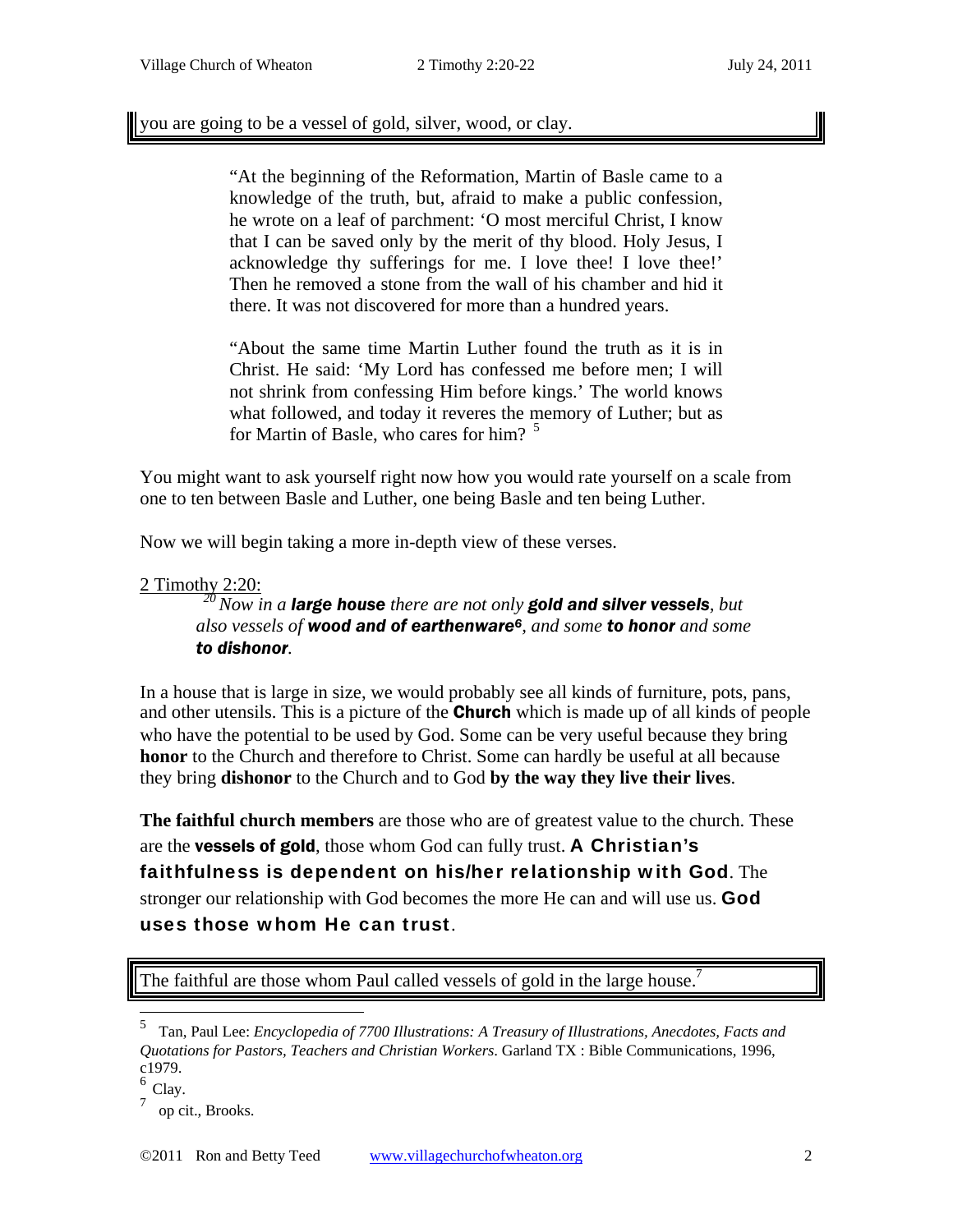you are going to be a vessel of gold, silver, wood, or clay.

> "At the beginning of the Reformation, Martin of Basle came to a knowledge of the truth, but, afraid to make a public confession, he wrote on a leaf of parchment: 'O most merciful Christ, I know that I can be saved only by the merit of thy blood. Holy Jesus, I acknowledge thy sufferings for me. I love thee! I love thee!' Then he removed a stone from the wall of his chamber and hid it there. It was not discovered for more than a hundred years.
>
> "About the same time Martin Luther found the truth as it is in Christ. He said: 'My Lord has confessed me before men; I will not shrink from confessing Him before kings.' The world knows what followed, and today it reveres the memory of Luther; but as for Martin of Basle, who cares for him? [5]

You might want to ask yourself right now how you would rate yourself on a scale from one to ten between Basle and Luther, one being Basle and ten being Luther.

Now we will begin taking a more in-depth view of these verses.

2 Timothy 2:20:

> [20] *Now in a* ***large house*** *there are not only* ***gold and silver vessels****, but also vessels of* ***wood and of earthenware***[6]*, and some* ***to honor*** *and some* ***to dishonor****.*

In a house that is large in size, we would probably see all kinds of furniture, pots, pans, and other utensils. This is a picture of the **Church** which is made up of all kinds of people who have the potential to be used by God. Some can be very useful because they bring **honor** to the Church and therefore to Christ. Some can hardly be useful at all because they bring **dishonor** to the Church and to God **by the way they live their lives**.

**The faithful church members** are those who are of greatest value to the church. These are the **vessels of gold**, those whom God can fully trust. **A Christian's faithfulness is dependent on his/her relationship with God**. The stronger our relationship with God becomes the more He can and will use us. **God uses those whom He can trust**.

The faithful are those whom Paul called vessels of gold in the large house.[7]

---

[5] Tan, Paul Lee: *Encyclopedia of 7700 Illustrations: A Treasury of Illustrations, Anecdotes, Facts and Quotations for Pastors, Teachers and Christian Workers*. Garland TX : Bible Communications, 1996, c1979.

[6] Clay.

[7] op cit., Brooks.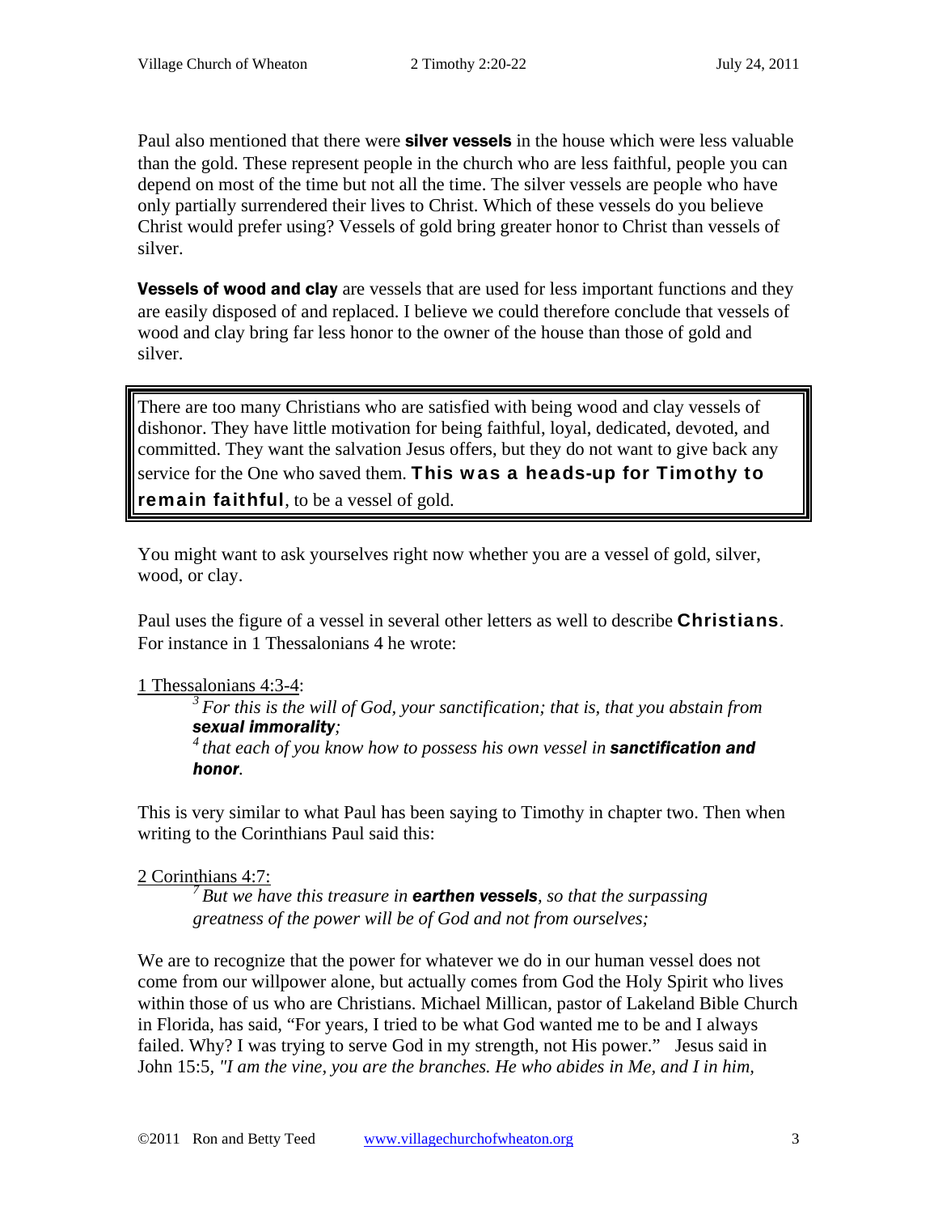Paul also mentioned that there were **silver vessels** in the house which were less valuable than the gold. These represent people in the church who are less faithful, people you can depend on most of the time but not all the time. The silver vessels are people who have only partially surrendered their lives to Christ. Which of these vessels do you believe Christ would prefer using? Vessels of gold bring greater honor to Christ than vessels of silver.

**Vessels of wood and clay** are vessels that are used for less important functions and they are easily disposed of and replaced. I believe we could therefore conclude that vessels of wood and clay bring far less honor to the owner of the house than those of gold and silver.

> There are too many Christians who are satisfied with being wood and clay vessels of dishonor. They have little motivation for being faithful, loyal, dedicated, devoted, and committed. They want the salvation Jesus offers, but they do not want to give back any service for the One who saved them. **This was a heads-up for Timothy to remain faithful**, to be a vessel of gold.

You might want to ask yourselves right now whether you are a vessel of gold, silver, wood, or clay.

Paul uses the figure of a vessel in several other letters as well to describe **Christians**. For instance in 1 Thessalonians 4 he wrote:

1 Thessalonians 4:3-4:

> [3] *For this is the will of God, your sanctification; that is, that you abstain from **sexual immorality**;*
> [4] *that each of you know how to possess his own vessel in **sanctification and honor**.*

This is very similar to what Paul has been saying to Timothy in chapter two. Then when writing to the Corinthians Paul said this:

2 Corinthians 4:7:

> [7] *But we have this treasure in **earthen vessels**, so that the surpassing greatness of the power will be of God and not from ourselves;*

We are to recognize that the power for whatever we do in our human vessel does not come from our willpower alone, but actually comes from God the Holy Spirit who lives within those of us who are Christians. Michael Millican, pastor of Lakeland Bible Church in Florida, has said, "For years, I tried to be what God wanted me to be and I always failed. Why? I was trying to serve God in my strength, not His power." Jesus said in John 15:5, *"I am the vine, you are the branches. He who abides in Me, and I in him,*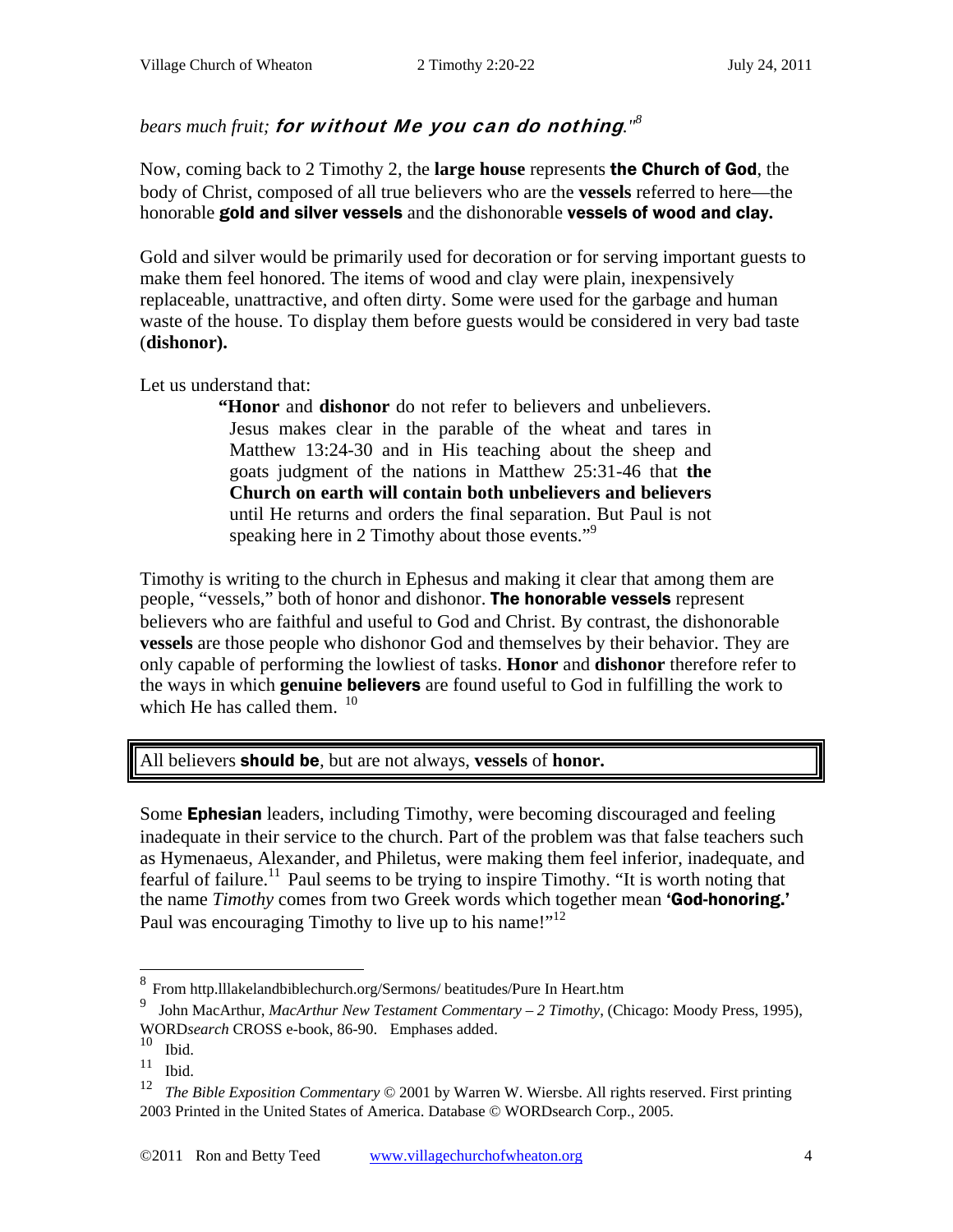*bears much fruit;* ***for without Me you can do nothing****."*[8]

Now, coming back to 2 Timothy 2, the **large house** represents **the Church of God**, the body of Christ, composed of all true believers who are the **vessels** referred to here—the honorable **gold and silver vessels** and the dishonorable **vessels of wood and clay.**

Gold and silver would be primarily used for decoration or for serving important guests to make them feel honored. The items of wood and clay were plain, inexpensively replaceable, unattractive, and often dirty. Some were used for the garbage and human waste of the house. To display them before guests would be considered in very bad taste (**dishonor).**

Let us understand that:

> **"Honor** and **dishonor** do not refer to believers and unbelievers. Jesus makes clear in the parable of the wheat and tares in Matthew 13:24-30 and in His teaching about the sheep and goats judgment of the nations in Matthew 25:31-46 that **the Church on earth will contain both unbelievers and believers** until He returns and orders the final separation. But Paul is not speaking here in 2 Timothy about those events."[9]

Timothy is writing to the church in Ephesus and making it clear that among them are people, "vessels," both of honor and dishonor. **The honorable vessels** represent believers who are faithful and useful to God and Christ. By contrast, the dishonorable **vessels** are those people who dishonor God and themselves by their behavior. They are only capable of performing the lowliest of tasks. **Honor** and **dishonor** therefore refer to the ways in which **genuine believers** are found useful to God in fulfilling the work to which He has called them. [10]

| All believers **should be**, but are not always, **vessels** of **honor.** |
|---|

Some **Ephesian** leaders, including Timothy, were becoming discouraged and feeling inadequate in their service to the church. Part of the problem was that false teachers such as Hymenaeus, Alexander, and Philetus, were making them feel inferior, inadequate, and fearful of failure.[11] Paul seems to be trying to inspire Timothy. "It is worth noting that the name *Timothy* comes from two Greek words which together mean **'God-honoring.'** Paul was encouraging Timothy to live up to his name!"[12]

---

[8] From http.lllakelandbiblechurch.org/Sermons/ beatitudes/Pure In Heart.htm

[9] John MacArthur, *MacArthur New Testament Commentary – 2 Timothy*, (Chicago: Moody Press, 1995), WORD*search* CROSS e-book, 86-90. Emphases added.

[10] Ibid.

[11] Ibid.

[12] *The Bible Exposition Commentary* © 2001 by Warren W. Wiersbe. All rights reserved. First printing 2003 Printed in the United States of America. Database © WORDsearch Corp., 2005.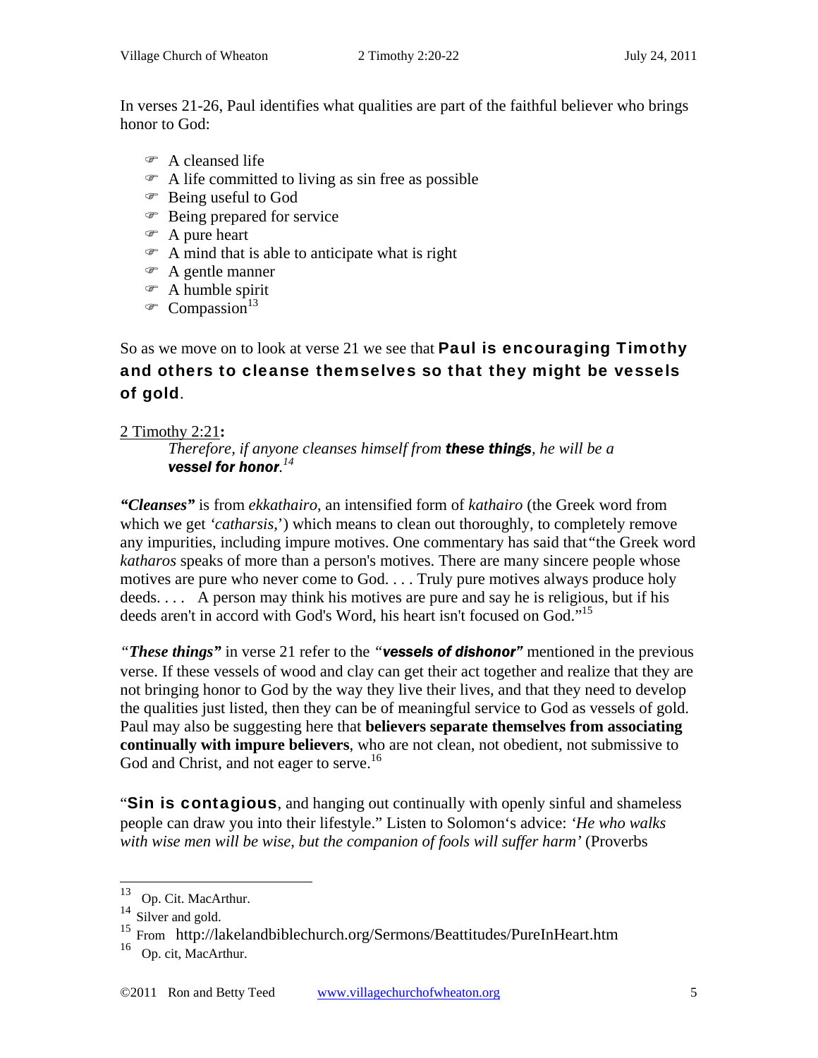In verses 21-26, Paul identifies what qualities are part of the faithful believer who brings honor to God:

- A cleansed life
- A life committed to living as sin free as possible
- Being useful to God
- Being prepared for service
- A pure heart
- A mind that is able to anticipate what is right
- A gentle manner
- A humble spirit
- Compassion[13]

So as we move on to look at verse 21 we see that **Paul is encouraging Timothy and others to cleanse themselves so that they might be vessels of gold**.

2 Timothy 2:21**:**

> *Therefore, if anyone cleanses himself from **these things**, he will be a **vessel for honor**.[14]*

***"Cleanses"*** is from *ekkathairo*, an intensified form of *kathairo* (the Greek word from which we get *'catharsis,'*) which means to clean out thoroughly, to completely remove any impurities, including impure motives. One commentary has said that "the Greek word *katharos* speaks of more than a person's motives. There are many sincere people whose motives are pure who never come to God. . . . Truly pure motives always produce holy deeds. . . . A person may think his motives are pure and say he is religious, but if his deeds aren't in accord with God's Word, his heart isn't focused on God."[15]

*"**These things**"* in verse 21 refer to the *"**vessels of dishonor**"* mentioned in the previous verse. If these vessels of wood and clay can get their act together and realize that they are not bringing honor to God by the way they live their lives, and that they need to develop the qualities just listed, then they can be of meaningful service to God as vessels of gold. Paul may also be suggesting here that **believers separate themselves from associating continually with impure believers**, who are not clean, not obedient, not submissive to God and Christ, and not eager to serve.[16]

"**Sin is contagious**, and hanging out continually with openly sinful and shameless people can draw you into their lifestyle." Listen to Solomon's advice: *'He who walks with wise men will be wise, but the companion of fools will suffer harm'* (Proverbs

---

[13] Op. Cit. MacArthur.

[14] Silver and gold.

[15] From http://lakelandbiblechurch.org/Sermons/Beattitudes/PureInHeart.htm

[16] Op. cit, MacArthur.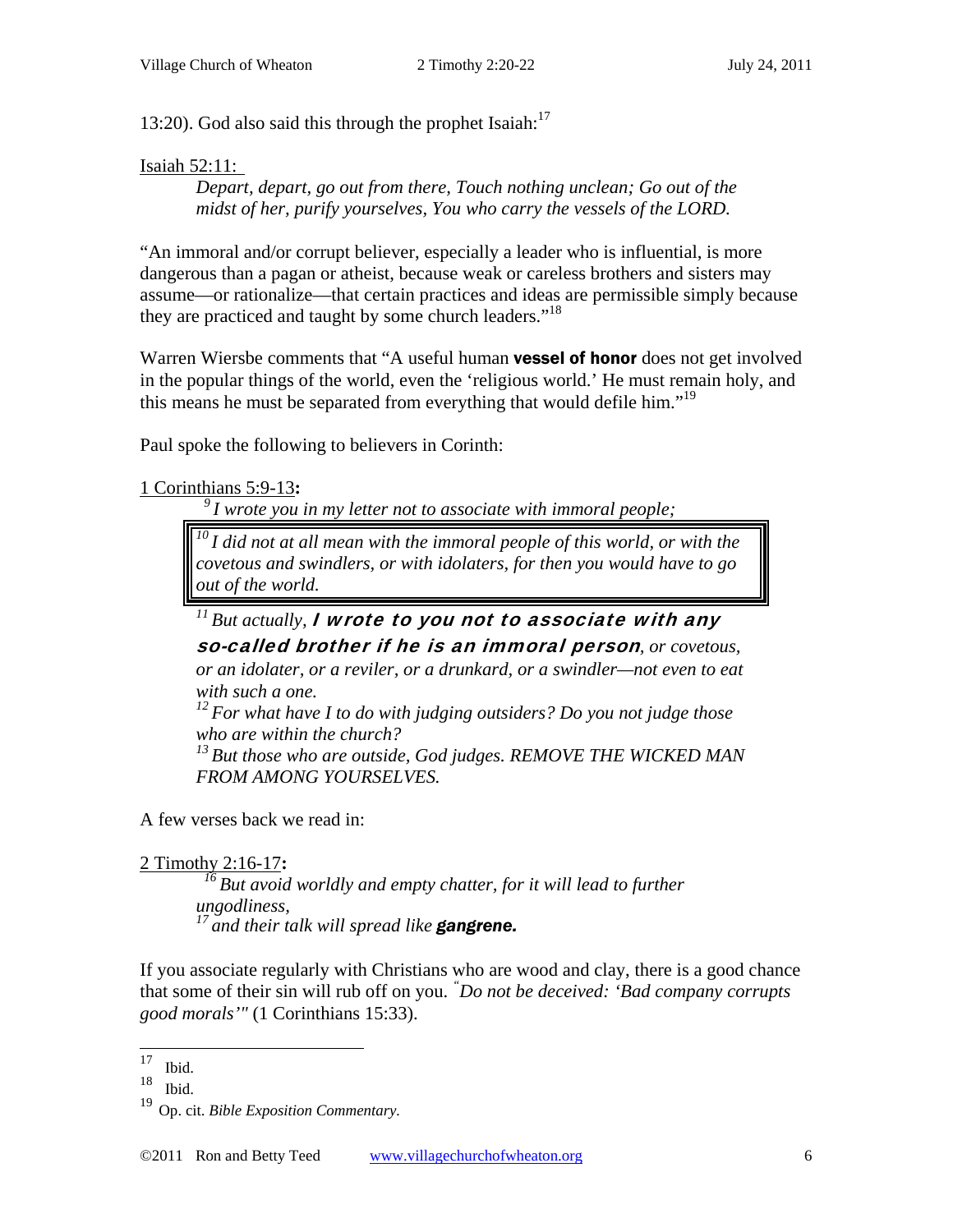13:20). God also said this through the prophet Isaiah:[17]

Isaiah 52:11:

> *Depart, depart, go out from there, Touch nothing unclean; Go out of the midst of her, purify yourselves, You who carry the vessels of the LORD.*

"An immoral and/or corrupt believer, especially a leader who is influential, is more dangerous than a pagan or atheist, because weak or careless brothers and sisters may assume—or rationalize—that certain practices and ideas are permissible simply because they are practiced and taught by some church leaders."[18]

Warren Wiersbe comments that "A useful human **vessel of honor** does not get involved in the popular things of the world, even the 'religious world.' He must remain holy, and this means he must be separated from everything that would defile him."[19]

Paul spoke the following to believers in Corinth:

1 Corinthians 5:9-13**:**

> [9] *I wrote you in my letter not to associate with immoral people;*
>
> [10] *I did not at all mean with the immoral people of this world, or with the covetous and swindlers, or with idolaters, for then you would have to go out of the world.*
>
> [11] *But actually,* ***I wrote to you not to associate with any so-called brother if he is an immoral person****, or covetous, or an idolater, or a reviler, or a drunkard, or a swindler—not even to eat with such a one.*
>
> [12] *For what have I to do with judging outsiders? Do you not judge those who are within the church?*
>
> [13] *But those who are outside, God judges. REMOVE THE WICKED MAN FROM AMONG YOURSELVES.*

A few verses back we read in:

2 Timothy 2:16-17**:**

> [16] *But avoid worldly and empty chatter, for it will lead to further ungodliness,*
>
> [17] *and their talk will spread like* ***gangrene.***

If you associate regularly with Christians who are wood and clay, there is a good chance that some of their sin will rub off on you. "*Do not be deceived: 'Bad company corrupts good morals'"* (1 Corinthians 15:33).

---

[17] Ibid.

[18] Ibid.

[19] Op. cit. *Bible Exposition Commentary.*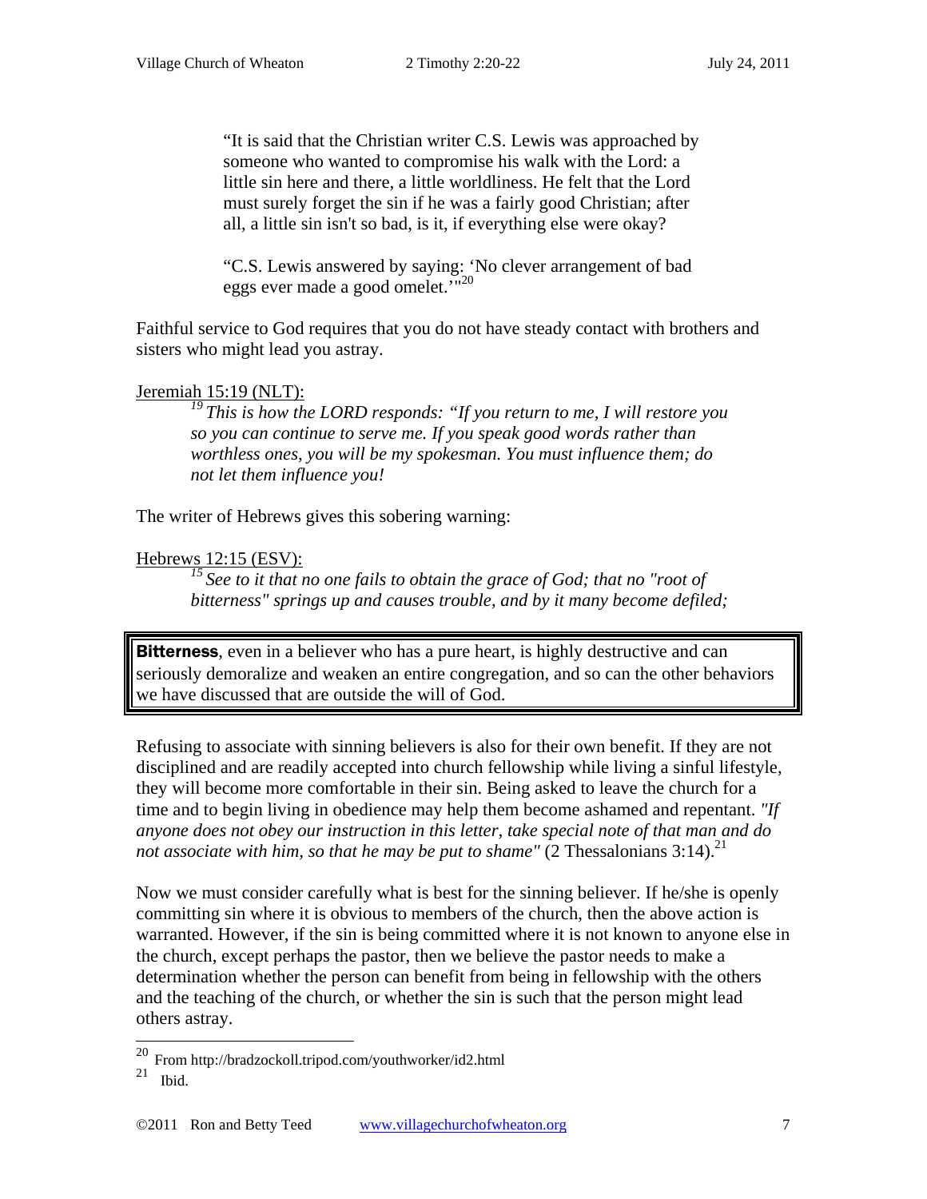> "It is said that the Christian writer C.S. Lewis was approached by someone who wanted to compromise his walk with the Lord: a little sin here and there, a little worldliness. He felt that the Lord must surely forget the sin if he was a fairly good Christian; after all, a little sin isn't so bad, is it, if everything else were okay?
>
> "C.S. Lewis answered by saying: 'No clever arrangement of bad eggs ever made a good omelet.'"[20]

Faithful service to God requires that you do not have steady contact with brothers and sisters who might lead you astray.

Jeremiah 15:19 (NLT):

> *[19] This is how the LORD responds: "If you return to me, I will restore you so you can continue to serve me. If you speak good words rather than worthless ones, you will be my spokesman. You must influence them; do not let them influence you!*

The writer of Hebrews gives this sobering warning:

Hebrews 12:15 (ESV):

> *[15] See to it that no one fails to obtain the grace of God; that no "root of bitterness" springs up and causes trouble, and by it many become defiled;*

| **Bitterness**, even in a believer who has a pure heart, is highly destructive and can seriously demoralize and weaken an entire congregation, and so can the other behaviors we have discussed that are outside the will of God. |
| --- |

Refusing to associate with sinning believers is also for their own benefit. If they are not disciplined and are readily accepted into church fellowship while living a sinful lifestyle, they will become more comfortable in their sin. Being asked to leave the church for a time and to begin living in obedience may help them become ashamed and repentant. *"If anyone does not obey our instruction in this letter, take special note of that man and do not associate with him, so that he may be put to shame"* (2 Thessalonians 3:14).[21]

Now we must consider carefully what is best for the sinning believer. If he/she is openly committing sin where it is obvious to members of the church, then the above action is warranted. However, if the sin is being committed where it is not known to anyone else in the church, except perhaps the pastor, then we believe the pastor needs to make a determination whether the person can benefit from being in fellowship with the others and the teaching of the church, or whether the sin is such that the person might lead others astray.

---

[20] From http://bradzockoll.tripod.com/youthworker/id2.html

[21] Ibid.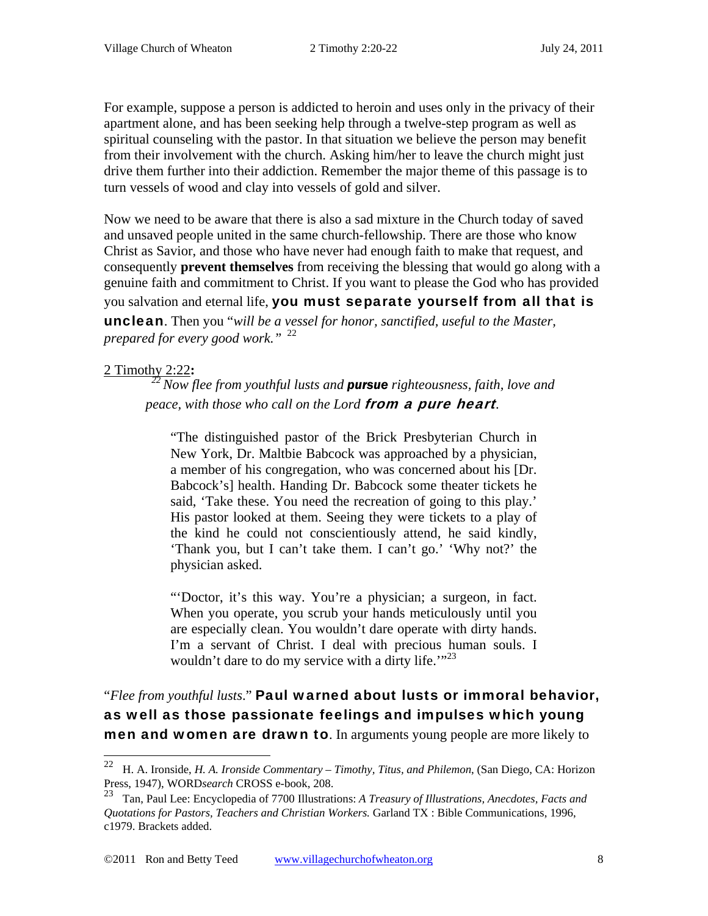For example, suppose a person is addicted to heroin and uses only in the privacy of their apartment alone, and has been seeking help through a twelve-step program as well as spiritual counseling with the pastor. In that situation we believe the person may benefit from their involvement with the church. Asking him/her to leave the church might just drive them further into their addiction. Remember the major theme of this passage is to turn vessels of wood and clay into vessels of gold and silver.

Now we need to be aware that there is also a sad mixture in the Church today of saved and unsaved people united in the same church-fellowship. There are those who know Christ as Savior, and those who have never had enough faith to make that request, and consequently **prevent themselves** from receiving the blessing that would go along with a genuine faith and commitment to Christ. If you want to please the God who has provided you salvation and eternal life, **you must separate yourself from all that is unclean**. Then you "*will be a vessel for honor, sanctified, useful to the Master, prepared for every good work.*" [22]

2 Timothy 2:22**:**

> [22] *Now flee from youthful lusts and* ***pursue*** *righteousness, faith, love and peace, with those who call on the Lord* ***from a pure heart****.*

> "The distinguished pastor of the Brick Presbyterian Church in New York, Dr. Maltbie Babcock was approached by a physician, a member of his congregation, who was concerned about his [Dr. Babcock's] health. Handing Dr. Babcock some theater tickets he said, 'Take these. You need the recreation of going to this play.' His pastor looked at them. Seeing they were tickets to a play of the kind he could not conscientiously attend, he said kindly, 'Thank you, but I can't take them. I can't go.' 'Why not?' the physician asked.
>
> "'Doctor, it's this way. You're a physician; a surgeon, in fact. When you operate, you scrub your hands meticulously until you are especially clean. You wouldn't dare operate with dirty hands. I'm a servant of Christ. I deal with precious human souls. I wouldn't dare to do my service with a dirty life.'"[23]

"*Flee from youthful lusts*." **Paul warned about lusts or immoral behavior, as well as those passionate feelings and impulses which young men and women are drawn to**. In arguments young people are more likely to

---

[22] H. A. Ironside, *H. A. Ironside Commentary – Timothy, Titus, and Philemon*, (San Diego, CA: Horizon Press, 1947), WORD*search* CROSS e-book, 208.

[23] Tan, Paul Lee: Encyclopedia of 7700 Illustrations: *A Treasury of Illustrations, Anecdotes, Facts and Quotations for Pastors, Teachers and Christian Workers.* Garland TX : Bible Communications, 1996, c1979. Brackets added.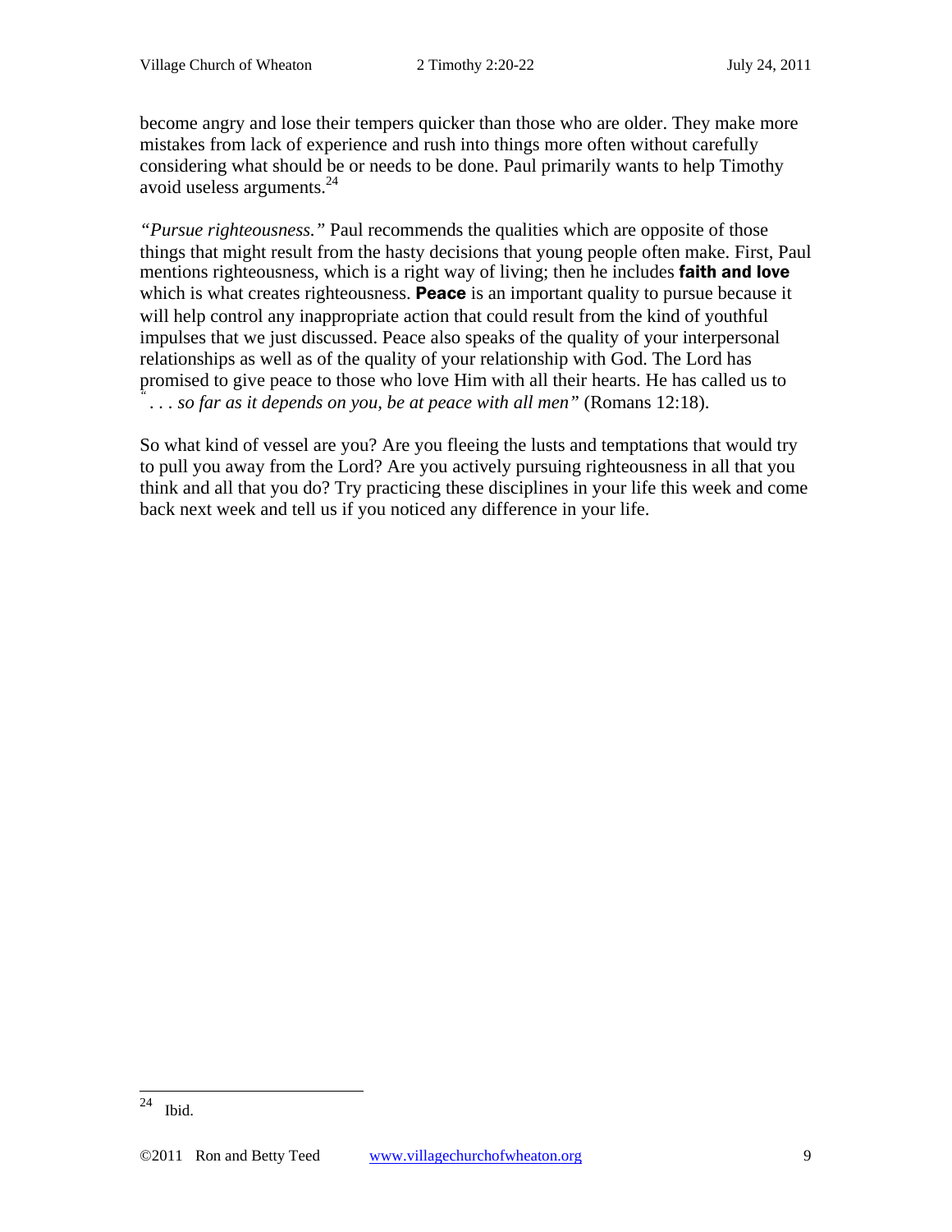become angry and lose their tempers quicker than those who are older. They make more mistakes from lack of experience and rush into things more often without carefully considering what should be or needs to be done. Paul primarily wants to help Timothy avoid useless arguments.[24]

*"Pursue righteousness."* Paul recommends the qualities which are opposite of those things that might result from the hasty decisions that young people often make. First, Paul mentions righteousness, which is a right way of living; then he includes **faith and love** which is what creates righteousness. **Peace** is an important quality to pursue because it will help control any inappropriate action that could result from the kind of youthful impulses that we just discussed. Peace also speaks of the quality of your interpersonal relationships as well as of the quality of your relationship with God. The Lord has promised to give peace to those who love Him with all their hearts. He has called us to *". . . so far as it depends on you, be at peace with all men"* (Romans 12:18).

So what kind of vessel are you? Are you fleeing the lusts and temptations that would try to pull you away from the Lord? Are you actively pursuing righteousness in all that you think and all that you do? Try practicing these disciplines in your life this week and come back next week and tell us if you noticed any difference in your life.

---

[24] Ibid.